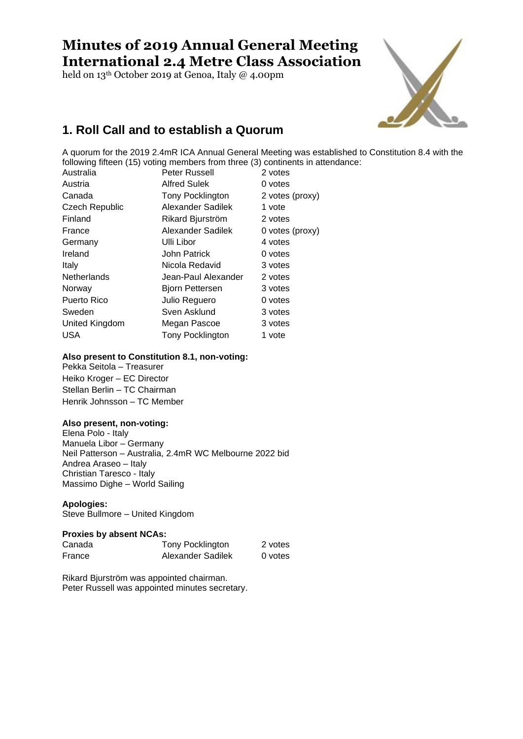# Minutes of 2019 Annual General Meeting International 2.4 Metre Class Association

held on 13th October 2019 at Genoa, Italy @ 4.00pm

## 1. Roll Call and to establish a Quorum

A quorum for the 2019 2.4mR ICA Annual General Meeting was established to Constitution 8.4 with the following fifteen (15) voting members from three (3) continents in attendance:

| | | |
|---|---|---|
| Australia | Peter Russell | 2 votes |
| Austria | Alfred Sulek | 0 votes |
| Canada | Tony Pocklington | 2 votes (proxy) |
| Czech Republic | Alexander Sadilek | 1 vote |
| Finland | Rikard Bjurström | 2 votes |
| France | Alexander Sadilek | 0 votes (proxy) |
| Germany | Ulli Libor | 4 votes |
| Ireland | John Patrick | 0 votes |
| Italy | Nicola Redavid | 3 votes |
| Netherlands | Jean-Paul Alexander | 2 votes |
| Norway | Bjorn Pettersen | 3 votes |
| Puerto Rico | Julio Reguero | 0 votes |
| Sweden | Sven Asklund | 3 votes |
| United Kingdom | Megan Pascoe | 3 votes |
| USA | Tony Pocklington | 1 vote |

**Also present to Constitution 8.1, non-voting:**

Pekka Seitola – Treasurer
Heiko Kroger – EC Director
Stellan Berlin – TC Chairman
Henrik Johnsson – TC Member

**Also present, non-voting:**

Elena Polo - Italy
Manuela Libor – Germany
Neil Patterson – Australia, 2.4mR WC Melbourne 2022 bid
Andrea Araseo – Italy
Christian Taresco - Italy
Massimo Dighe – World Sailing

**Apologies:**

Steve Bullmore – United Kingdom

**Proxies by absent NCAs:**

| | | |
|---|---|---|
| Canada | Tony Pocklington | 2 votes |
| France | Alexander Sadilek | 0 votes |

Rikard Bjurström was appointed chairman.
Peter Russell was appointed minutes secretary.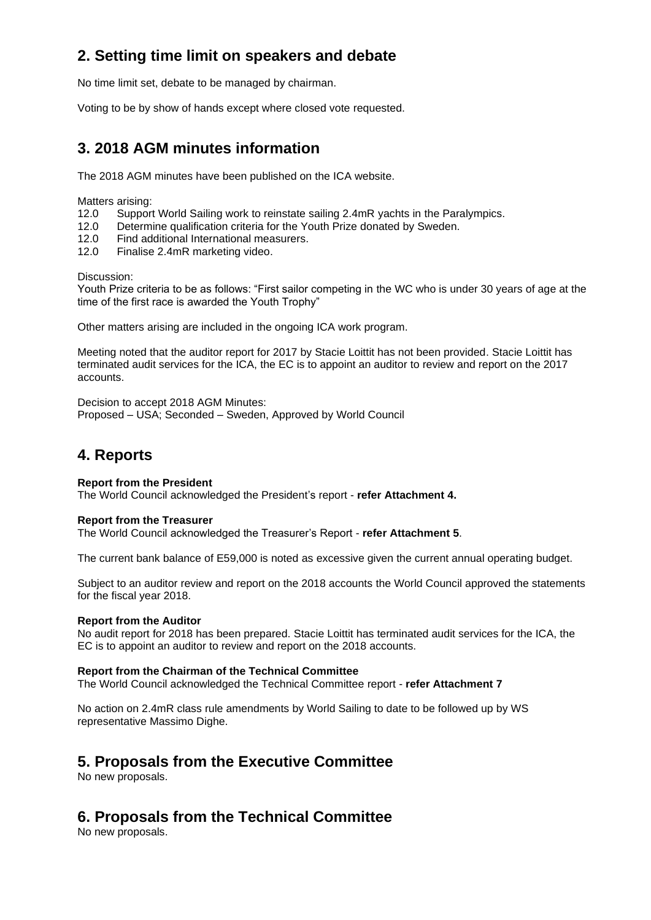## 2. Setting time limit on speakers and debate

No time limit set, debate to be managed by chairman.

Voting to be by show of hands except where closed vote requested.

## 3. 2018 AGM minutes information

The 2018 AGM minutes have been published on the ICA website.

Matters arising:

12.0 Support World Sailing work to reinstate sailing 2.4mR yachts in the Paralympics.
12.0 Determine qualification criteria for the Youth Prize donated by Sweden.
12.0 Find additional International measurers.
12.0 Finalise 2.4mR marketing video.

Discussion:
Youth Prize criteria to be as follows: "First sailor competing in the WC who is under 30 years of age at the time of the first race is awarded the Youth Trophy"

Other matters arising are included in the ongoing ICA work program.

Meeting noted that the auditor report for 2017 by Stacie Loittit has not been provided. Stacie Loittit has terminated audit services for the ICA, the EC is to appoint an auditor to review and report on the 2017 accounts.

Decision to accept 2018 AGM Minutes:
Proposed – USA; Seconded – Sweden, Approved by World Council

## 4. Reports

**Report from the President**
The World Council acknowledged the President's report - **refer Attachment 4.**

**Report from the Treasurer**
The World Council acknowledged the Treasurer's Report - **refer Attachment 5**.

The current bank balance of E59,000 is noted as excessive given the current annual operating budget.

Subject to an auditor review and report on the 2018 accounts the World Council approved the statements for the fiscal year 2018.

**Report from the Auditor**
No audit report for 2018 has been prepared. Stacie Loittit has terminated audit services for the ICA, the EC is to appoint an auditor to review and report on the 2018 accounts.

**Report from the Chairman of the Technical Committee**
The World Council acknowledged the Technical Committee report - **refer Attachment 7**

No action on 2.4mR class rule amendments by World Sailing to date to be followed up by WS representative Massimo Dighe.

## 5. Proposals from the Executive Committee

No new proposals.

## 6. Proposals from the Technical Committee

No new proposals.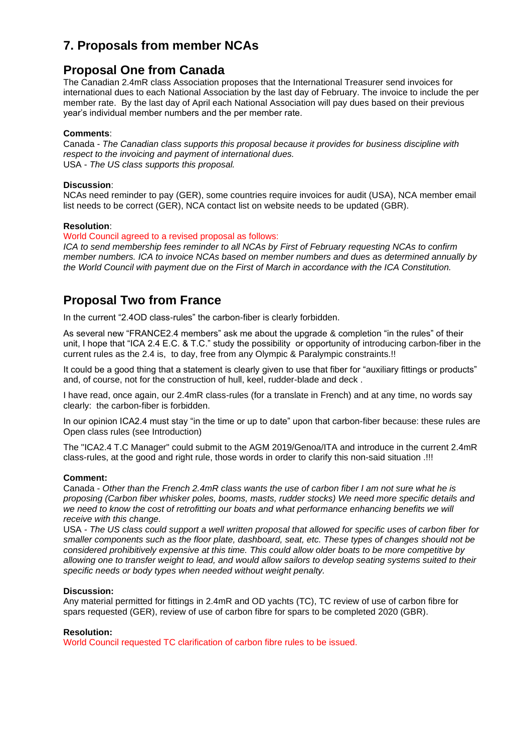## 7. Proposals from member NCAs

## Proposal One from Canada

The Canadian 2.4mR class Association proposes that the International Treasurer send invoices for international dues to each National Association by the last day of February. The invoice to include the per member rate. By the last day of April each National Association will pay dues based on their previous year's individual member numbers and the per member rate.

**Comments**:
Canada - *The Canadian class supports this proposal because it provides for business discipline with respect to the invoicing and payment of international dues.*
USA - *The US class supports this proposal.*

**Discussion**:
NCAs need reminder to pay (GER), some countries require invoices for audit (USA), NCA member email list needs to be correct (GER), NCA contact list on website needs to be updated (GBR).

**Resolution**:
World Council agreed to a revised proposal as follows:
*ICA to send membership fees reminder to all NCAs by First of February requesting NCAs to confirm member numbers. ICA to invoice NCAs based on member numbers and dues as determined annually by the World Council with payment due on the First of March in accordance with the ICA Constitution.*

## Proposal Two from France

In the current "2.4OD class-rules" the carbon-fiber is clearly forbidden.

As several new "FRANCE2.4 members" ask me about the upgrade & completion "in the rules" of their unit, I hope that "ICA 2.4 E.C. & T.C." study the possibility or opportunity of introducing carbon-fiber in the current rules as the 2.4 is, to day, free from any Olympic & Paralympic constraints.!!

It could be a good thing that a statement is clearly given to use that fiber for "auxiliary fittings or products" and, of course, not for the construction of hull, keel, rudder-blade and deck .

I have read, once again, our 2.4mR class-rules (for a translate in French) and at any time, no words say clearly: the carbon-fiber is forbidden.

In our opinion ICA2.4 must stay "in the time or up to date" upon that carbon-fiber because: these rules are Open class rules (see Introduction)

The "ICA2.4 T.C Manager" could submit to the AGM 2019/Genoa/ITA and introduce in the current 2.4mR class-rules, at the good and right rule, those words in order to clarify this non-said situation .!!!

**Comment:**
Canada - *Other than the French 2.4mR class wants the use of carbon fiber I am not sure what he is proposing (Carbon fiber whisker poles, booms, masts, rudder stocks) We need more specific details and we need to know the cost of retrofitting our boats and what performance enhancing benefits we will receive with this change.*
USA - *The US class could support a well written proposal that allowed for specific uses of carbon fiber for smaller components such as the floor plate, dashboard, seat, etc. These types of changes should not be considered prohibitively expensive at this time. This could allow older boats to be more competitive by allowing one to transfer weight to lead, and would allow sailors to develop seating systems suited to their specific needs or body types when needed without weight penalty.*

**Discussion:**
Any material permitted for fittings in 2.4mR and OD yachts (TC), TC review of use of carbon fibre for spars requested (GER), review of use of carbon fibre for spars to be completed 2020 (GBR).

**Resolution:**
World Council requested TC clarification of carbon fibre rules to be issued.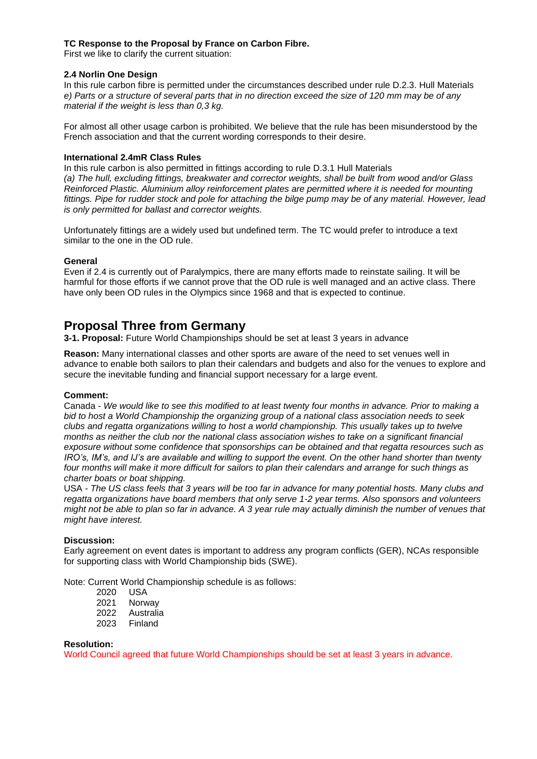**TC Response to the Proposal by France on Carbon Fibre.**
First we like to clarify the current situation:

**2.4 Norlin One Design**
In this rule carbon fibre is permitted under the circumstances described under rule D.2.3. Hull Materials
*e) Parts or a structure of several parts that in no direction exceed the size of 120 mm may be of any material if the weight is less than 0,3 kg.*

For almost all other usage carbon is prohibited. We believe that the rule has been misunderstood by the French association and that the current wording corresponds to their desire.

**International 2.4mR Class Rules**
In this rule carbon is also permitted in fittings according to rule D.3.1 Hull Materials
*(a) The hull, excluding fittings, breakwater and corrector weights, shall be built from wood and/or Glass Reinforced Plastic. Aluminium alloy reinforcement plates are permitted where it is needed for mounting fittings. Pipe for rudder stock and pole for attaching the bilge pump may be of any material. However, lead is only permitted for ballast and corrector weights.*

Unfortunately fittings are a widely used but undefined term. The TC would prefer to introduce a text similar to the one in the OD rule.

**General**
Even if 2.4 is currently out of Paralympics, there are many efforts made to reinstate sailing. It will be harmful for those efforts if we cannot prove that the OD rule is well managed and an active class. There have only been OD rules in the Olympics since 1968 and that is expected to continue.

## Proposal Three from Germany

**3-1. Proposal:** Future World Championships should be set at least 3 years in advance

**Reason:** Many international classes and other sports are aware of the need to set venues well in advance to enable both sailors to plan their calendars and budgets and also for the venues to explore and secure the inevitable funding and financial support necessary for a large event.

**Comment:**
Canada - *We would like to see this modified to at least twenty four months in advance. Prior to making a bid to host a World Championship the organizing group of a national class association needs to seek clubs and regatta organizations willing to host a world championship. This usually takes up to twelve months as neither the club nor the national class association wishes to take on a significant financial exposure without some confidence that sponsorships can be obtained and that regatta resources such as IRO's, IM's, and IJ's are available and willing to support the event. On the other hand shorter than twenty four months will make it more difficult for sailors to plan their calendars and arrange for such things as charter boats or boat shipping.*
USA - *The US class feels that 3 years will be too far in advance for many potential hosts. Many clubs and regatta organizations have board members that only serve 1-2 year terms. Also sponsors and volunteers might not be able to plan so far in advance. A 3 year rule may actually diminish the number of venues that might have interest.*

**Discussion:**
Early agreement on event dates is important to address any program conflicts (GER), NCAs responsible for supporting class with World Championship bids (SWE).

Note: Current World Championship schedule is as follows:

2020 USA
2021 Norway
2022 Australia
2023 Finland

**Resolution:**
World Council agreed that future World Championships should be set at least 3 years in advance.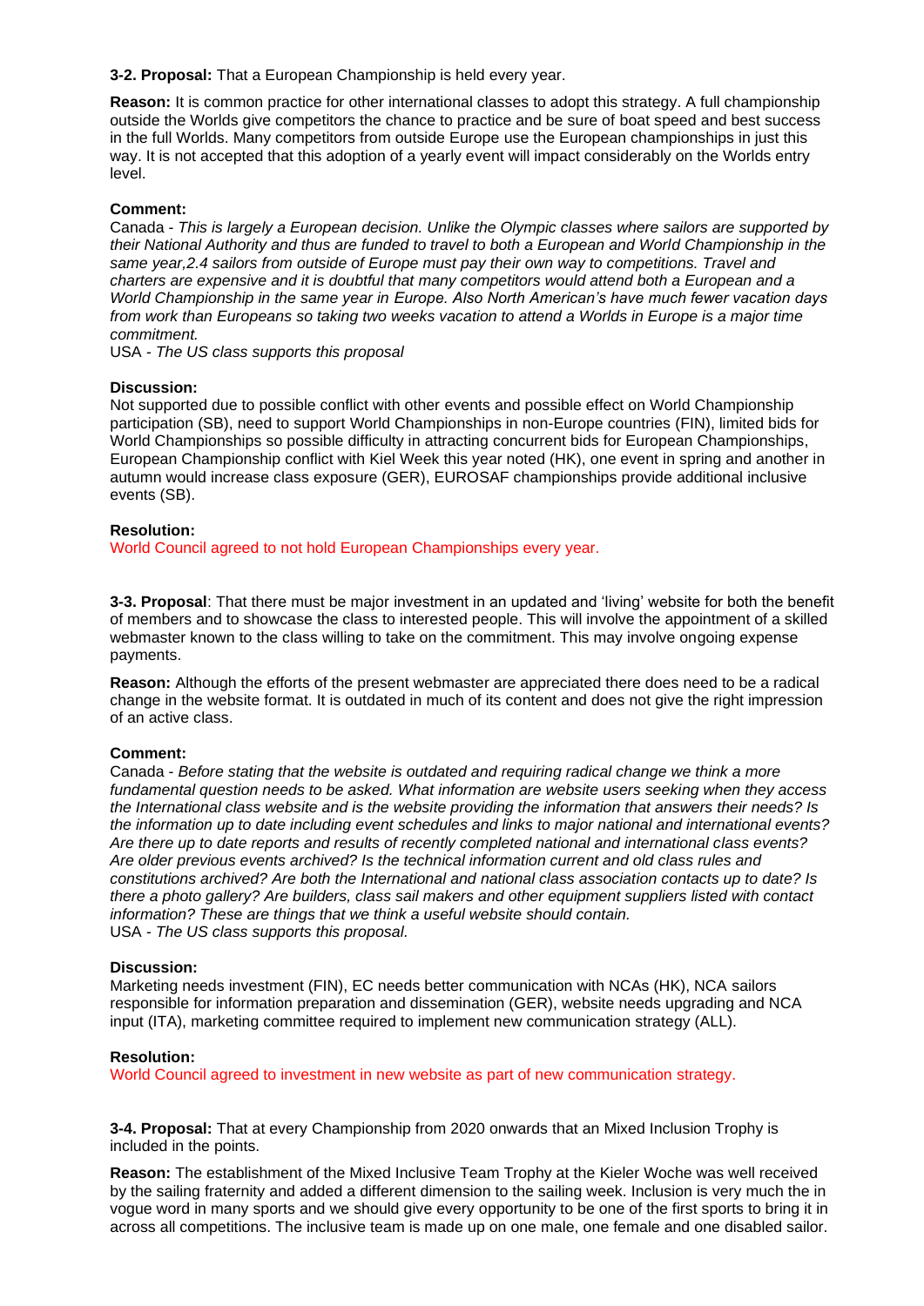**3-2. Proposal:** That a European Championship is held every year.

**Reason:** It is common practice for other international classes to adopt this strategy. A full championship outside the Worlds give competitors the chance to practice and be sure of boat speed and best success in the full Worlds. Many competitors from outside Europe use the European championships in just this way. It is not accepted that this adoption of a yearly event will impact considerably on the Worlds entry level.

**Comment:**

Canada - *This is largely a European decision. Unlike the Olympic classes where sailors are supported by their National Authority and thus are funded to travel to both a European and World Championship in the same year,2.4 sailors from outside of Europe must pay their own way to competitions. Travel and charters are expensive and it is doubtful that many competitors would attend both a European and a World Championship in the same year in Europe. Also North American's have much fewer vacation days from work than Europeans so taking two weeks vacation to attend a Worlds in Europe is a major time commitment.*

USA - *The US class supports this proposal*

**Discussion:**

Not supported due to possible conflict with other events and possible effect on World Championship participation (SB), need to support World Championships in non-Europe countries (FIN), limited bids for World Championships so possible difficulty in attracting concurrent bids for European Championships, European Championship conflict with Kiel Week this year noted (HK), one event in spring and another in autumn would increase class exposure (GER), EUROSAF championships provide additional inclusive events (SB).

**Resolution:**

World Council agreed to not hold European Championships every year.

**3-3. Proposal**: That there must be major investment in an updated and 'living' website for both the benefit of members and to showcase the class to interested people. This will involve the appointment of a skilled webmaster known to the class willing to take on the commitment. This may involve ongoing expense payments.

**Reason:** Although the efforts of the present webmaster are appreciated there does need to be a radical change in the website format. It is outdated in much of its content and does not give the right impression of an active class.

**Comment:**

Canada - *Before stating that the website is outdated and requiring radical change we think a more fundamental question needs to be asked. What information are website users seeking when they access the International class website and is the website providing the information that answers their needs? Is the information up to date including event schedules and links to major national and international events? Are there up to date reports and results of recently completed national and international class events? Are older previous events archived? Is the technical information current and old class rules and constitutions archived? Are both the International and national class association contacts up to date? Is there a photo gallery? Are builders, class sail makers and other equipment suppliers listed with contact information? These are things that we think a useful website should contain.*

USA - *The US class supports this proposal.*

**Discussion:**

Marketing needs investment (FIN), EC needs better communication with NCAs (HK), NCA sailors responsible for information preparation and dissemination (GER), website needs upgrading and NCA input (ITA), marketing committee required to implement new communication strategy (ALL).

**Resolution:**

World Council agreed to investment in new website as part of new communication strategy.

**3-4. Proposal:** That at every Championship from 2020 onwards that an Mixed Inclusion Trophy is included in the points.

**Reason:** The establishment of the Mixed Inclusive Team Trophy at the Kieler Woche was well received by the sailing fraternity and added a different dimension to the sailing week. Inclusion is very much the in vogue word in many sports and we should give every opportunity to be one of the first sports to bring it in across all competitions. The inclusive team is made up on one male, one female and one disabled sailor.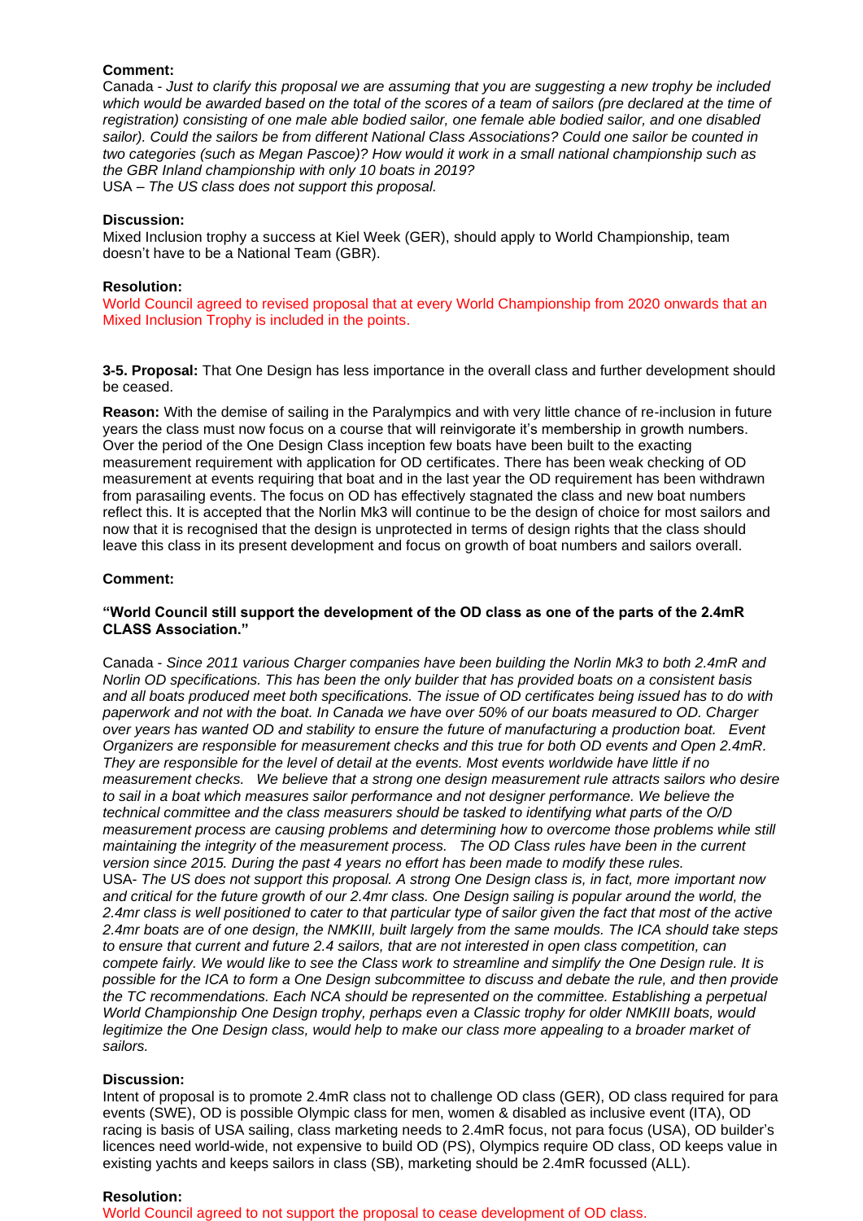**Comment:**

Canada - *Just to clarify this proposal we are assuming that you are suggesting a new trophy be included which would be awarded based on the total of the scores of a team of sailors (pre declared at the time of registration) consisting of one male able bodied sailor, one female able bodied sailor, and one disabled sailor). Could the sailors be from different National Class Associations? Could one sailor be counted in two categories (such as Megan Pascoe)? How would it work in a small national championship such as the GBR Inland championship with only 10 boats in 2019?*

USA – *The US class does not support this proposal.*

**Discussion:**

Mixed Inclusion trophy a success at Kiel Week (GER), should apply to World Championship, team doesn't have to be a National Team (GBR).

**Resolution:**

World Council agreed to revised proposal that at every World Championship from 2020 onwards that an Mixed Inclusion Trophy is included in the points.

**3-5. Proposal:** That One Design has less importance in the overall class and further development should be ceased.

**Reason:** With the demise of sailing in the Paralympics and with very little chance of re-inclusion in future years the class must now focus on a course that will reinvigorate it's membership in growth numbers. Over the period of the One Design Class inception few boats have been built to the exacting measurement requirement with application for OD certificates. There has been weak checking of OD measurement at events requiring that boat and in the last year the OD requirement has been withdrawn from parasailing events. The focus on OD has effectively stagnated the class and new boat numbers reflect this. It is accepted that the Norlin Mk3 will continue to be the design of choice for most sailors and now that it is recognised that the design is unprotected in terms of design rights that the class should leave this class in its present development and focus on growth of boat numbers and sailors overall.

**Comment:**

**"World Council still support the development of the OD class as one of the parts of the 2.4mR CLASS Association."**

Canada - *Since 2011 various Charger companies have been building the Norlin Mk3 to both 2.4mR and Norlin OD specifications. This has been the only builder that has provided boats on a consistent basis and all boats produced meet both specifications. The issue of OD certificates being issued has to do with paperwork and not with the boat. In Canada we have over 50% of our boats measured to OD. Charger over years has wanted OD and stability to ensure the future of manufacturing a production boat. Event Organizers are responsible for measurement checks and this true for both OD events and Open 2.4mR. They are responsible for the level of detail at the events. Most events worldwide have little if no measurement checks. We believe that a strong one design measurement rule attracts sailors who desire to sail in a boat which measures sailor performance and not designer performance. We believe the technical committee and the class measurers should be tasked to identifying what parts of the O/D measurement process are causing problems and determining how to overcome those problems while still maintaining the integrity of the measurement process. The OD Class rules have been in the current version since 2015. During the past 4 years no effort has been made to modify these rules.*

USA- *The US does not support this proposal. A strong One Design class is, in fact, more important now and critical for the future growth of our 2.4mR class. One Design sailing is popular around the world, the 2.4mr class is well positioned to cater to that particular type of sailor given the fact that most of the active 2.4mr boats are of one design, the NMKIII, built largely from the same moulds. The ICA should take steps to ensure that current and future 2.4 sailors, that are not interested in open class competition, can compete fairly. We would like to see the Class work to streamline and simplify the One Design rule. It is possible for the ICA to form a One Design subcommittee to discuss and debate the rule, and then provide the TC recommendations. Each NCA should be represented on the committee. Establishing a perpetual World Championship One Design trophy, perhaps even a Classic trophy for older NMKIII boats, would legitimize the One Design class, would help to make our class more appealing to a broader market of sailors.*

**Discussion:**

Intent of proposal is to promote 2.4mR class not to challenge OD class (GER), OD class required for para events (SWE), OD is possible Olympic class for men, women & disabled as inclusive event (ITA), OD racing is basis of USA sailing, class marketing needs to 2.4mR focus, not para focus (USA), OD builder's licences need world-wide, not expensive to build OD (PS), Olympics require OD class, OD keeps value in existing yachts and keeps sailors in class (SB), marketing should be 2.4mR focussed (ALL).

**Resolution:**

World Council agreed to not support the proposal to cease development of OD class.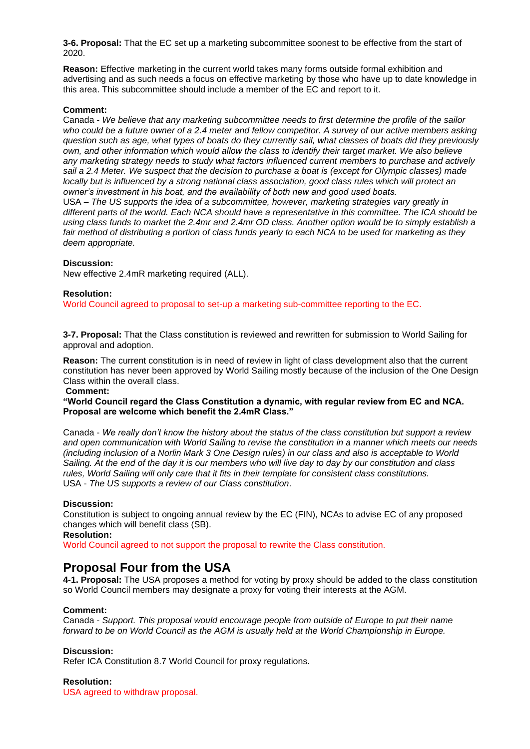**3-6. Proposal:** That the EC set up a marketing subcommittee soonest to be effective from the start of 2020.

**Reason:** Effective marketing in the current world takes many forms outside formal exhibition and advertising and as such needs a focus on effective marketing by those who have up to date knowledge in this area. This subcommittee should include a member of the EC and report to it.

**Comment:**

Canada - *We believe that any marketing subcommittee needs to first determine the profile of the sailor who could be a future owner of a 2.4 meter and fellow competitor. A survey of our active members asking question such as age, what types of boats do they currently sail, what classes of boats did they previously own, and other information which would allow the class to identify their target market. We also believe any marketing strategy needs to study what factors influenced current members to purchase and actively sail a 2.4 Meter. We suspect that the decision to purchase a boat is (except for Olympic classes) made locally but is influenced by a strong national class association, good class rules which will protect an owner's investment in his boat, and the availability of both new and good used boats.*

USA – *The US supports the idea of a subcommittee, however, marketing strategies vary greatly in different parts of the world. Each NCA should have a representative in this committee. The ICA should be using class funds to market the 2.4mr and 2.4mr OD class. Another option would be to simply establish a fair method of distributing a portion of class funds yearly to each NCA to be used for marketing as they deem appropriate.*

**Discussion:**

New effective 2.4mR marketing required (ALL).

**Resolution:**

World Council agreed to proposal to set-up a marketing sub-committee reporting to the EC.

**3-7. Proposal:** That the Class constitution is reviewed and rewritten for submission to World Sailing for approval and adoption.

**Reason:** The current constitution is in need of review in light of class development also that the current constitution has never been approved by World Sailing mostly because of the inclusion of the One Design Class within the overall class.

**Comment:**

**"World Council regard the Class Constitution a dynamic, with regular review from EC and NCA. Proposal are welcome which benefit the 2.4mR Class."**

Canada - *We really don't know the history about the status of the class constitution but support a review and open communication with World Sailing to revise the constitution in a manner which meets our needs (including inclusion of a Norlin Mark 3 One Design rules) in our class and also is acceptable to World Sailing. At the end of the day it is our members who will live day to day by our constitution and class rules, World Sailing will only care that it fits in their template for consistent class constitutions.*

USA - *The US supports a review of our Class constitution*.

**Discussion:**

Constitution is subject to ongoing annual review by the EC (FIN), NCAs to advise EC of any proposed changes which will benefit class (SB).

**Resolution:**

World Council agreed to not support the proposal to rewrite the Class constitution.

## Proposal Four from the USA

**4-1. Proposal:** The USA proposes a method for voting by proxy should be added to the class constitution so World Council members may designate a proxy for voting their interests at the AGM.

**Comment:**

Canada - *Support. This proposal would encourage people from outside of Europe to put their name forward to be on World Council as the AGM is usually held at the World Championship in Europe.*

**Discussion:**

Refer ICA Constitution 8.7 World Council for proxy regulations.

**Resolution:**

USA agreed to withdraw proposal.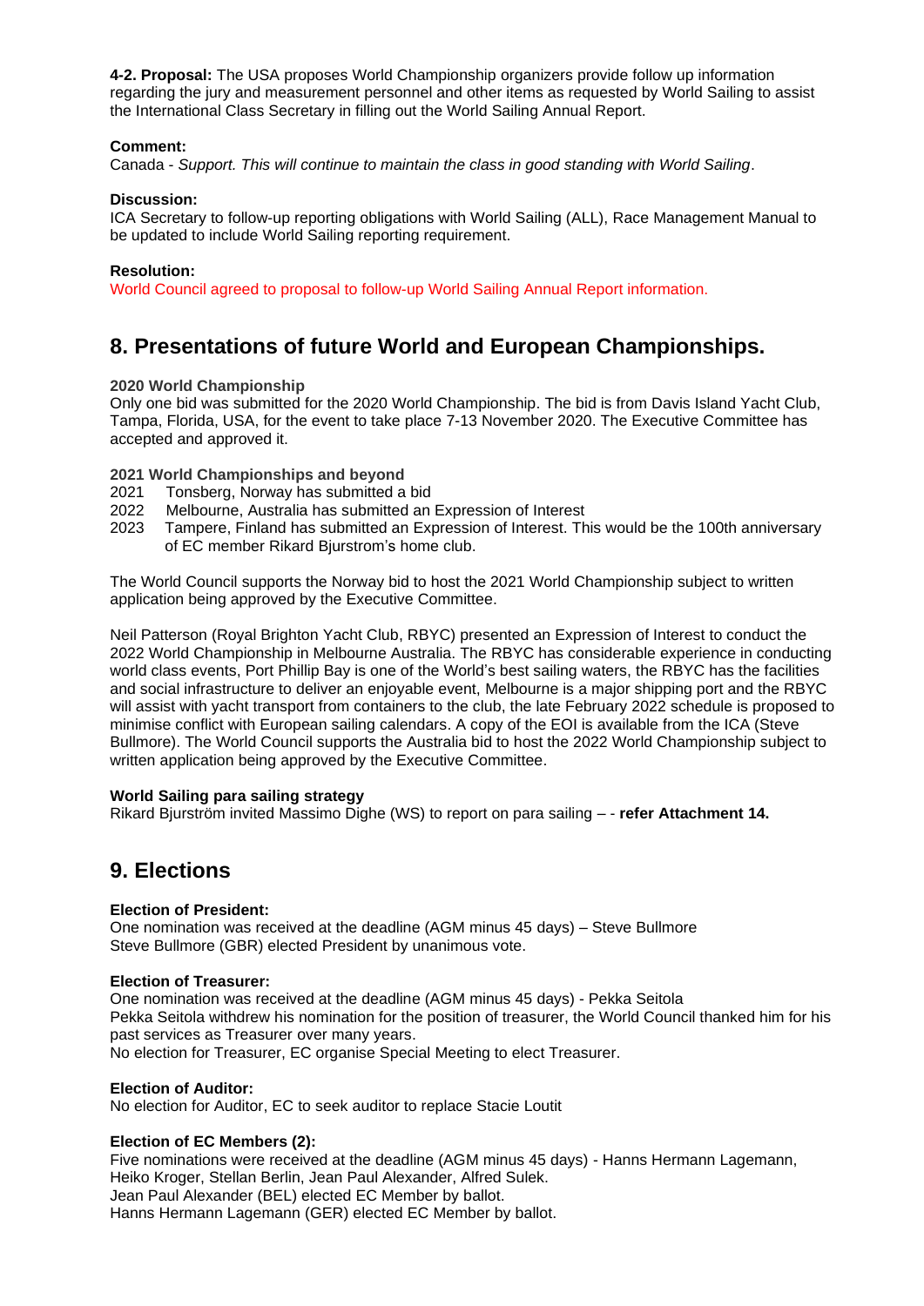**4-2. Proposal:** The USA proposes World Championship organizers provide follow up information regarding the jury and measurement personnel and other items as requested by World Sailing to assist the International Class Secretary in filling out the World Sailing Annual Report.

**Comment:**
Canada - *Support. This will continue to maintain the class in good standing with World Sailing*.

**Discussion:**
ICA Secretary to follow-up reporting obligations with World Sailing (ALL), Race Management Manual to be updated to include World Sailing reporting requirement.

**Resolution:**
World Council agreed to proposal to follow-up World Sailing Annual Report information.

## 8. Presentations of future World and European Championships.

**2020 World Championship**
Only one bid was submitted for the 2020 World Championship. The bid is from Davis Island Yacht Club, Tampa, Florida, USA, for the event to take place 7-13 November 2020. The Executive Committee has accepted and approved it.

**2021 World Championships and beyond**
2021 Tonsberg, Norway has submitted a bid
2022 Melbourne, Australia has submitted an Expression of Interest
2023 Tampere, Finland has submitted an Expression of Interest. This would be the 100th anniversary of EC member Rikard Bjurstrom's home club.

The World Council supports the Norway bid to host the 2021 World Championship subject to written application being approved by the Executive Committee.

Neil Patterson (Royal Brighton Yacht Club, RBYC) presented an Expression of Interest to conduct the 2022 World Championship in Melbourne Australia. The RBYC has considerable experience in conducting world class events, Port Phillip Bay is one of the World's best sailing waters, the RBYC has the facilities and social infrastructure to deliver an enjoyable event, Melbourne is a major shipping port and the RBYC will assist with yacht transport from containers to the club, the late February 2022 schedule is proposed to minimise conflict with European sailing calendars. A copy of the EOI is available from the ICA (Steve Bullmore). The World Council supports the Australia bid to host the 2022 World Championship subject to written application being approved by the Executive Committee.

**World Sailing para sailing strategy**
Rikard Bjurström invited Massimo Dighe (WS) to report on para sailing – - **refer Attachment 14.**

## 9. Elections

**Election of President:**
One nomination was received at the deadline (AGM minus 45 days) – Steve Bullmore
Steve Bullmore (GBR) elected President by unanimous vote.

**Election of Treasurer:**
One nomination was received at the deadline (AGM minus 45 days) - Pekka Seitola
Pekka Seitola withdrew his nomination for the position of treasurer, the World Council thanked him for his past services as Treasurer over many years.
No election for Treasurer, EC organise Special Meeting to elect Treasurer.

**Election of Auditor:**
No election for Auditor, EC to seek auditor to replace Stacie Loutit

**Election of EC Members (2):**
Five nominations were received at the deadline (AGM minus 45 days) - Hanns Hermann Lagemann, Heiko Kroger, Stellan Berlin, Jean Paul Alexander, Alfred Sulek.
Jean Paul Alexander (BEL) elected EC Member by ballot.
Hanns Hermann Lagemann (GER) elected EC Member by ballot.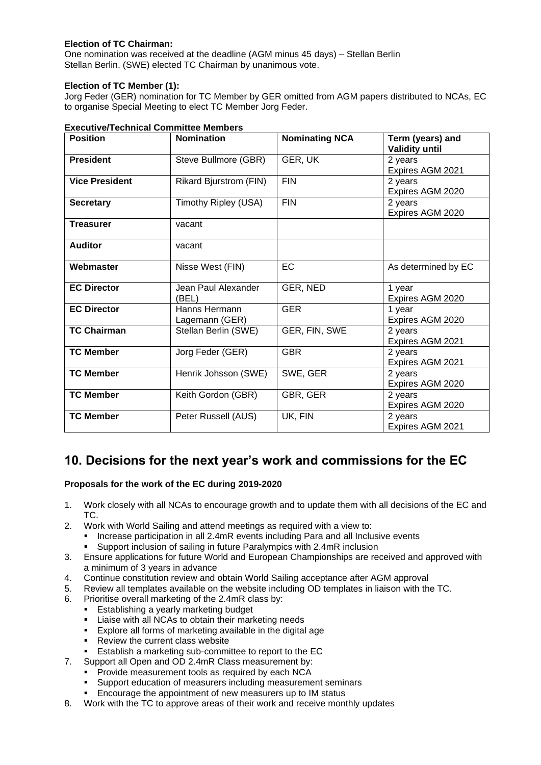**Election of TC Chairman:**
One nomination was received at the deadline (AGM minus 45 days) – Stellan Berlin
Stellan Berlin. (SWE) elected TC Chairman by unanimous vote.

**Election of TC Member (1):**
Jorg Feder (GER) nomination for TC Member by GER omitted from AGM papers distributed to NCAs, EC to organise Special Meeting to elect TC Member Jorg Feder.

**Executive/Technical Committee Members**

| Position | Nomination | Nominating NCA | Term (years) and Validity until |
|---|---|---|---|
| **President** | Steve Bullmore (GBR) | GER, UK | 2 years Expires AGM 2021 |
| **Vice President** | Rikard Bjurstrom (FIN) | FIN | 2 years Expires AGM 2020 |
| **Secretary** | Timothy Ripley (USA) | FIN | 2 years Expires AGM 2020 |
| **Treasurer** | vacant | | |
| **Auditor** | vacant | | |
| **Webmaster** | Nisse West (FIN) | EC | As determined by EC |
| **EC Director** | Jean Paul Alexander (BEL) | GER, NED | 1 year Expires AGM 2020 |
| **EC Director** | Hanns Hermann Lagemann (GER) | GER | 1 year Expires AGM 2020 |
| **TC Chairman** | Stellan Berlin (SWE) | GER, FIN, SWE | 2 years Expires AGM 2021 |
| **TC Member** | Jorg Feder (GER) | GBR | 2 years Expires AGM 2021 |
| **TC Member** | Henrik Johsson (SWE) | SWE, GER | 2 years Expires AGM 2020 |
| **TC Member** | Keith Gordon (GBR) | GBR, GER | 2 years Expires AGM 2020 |
| **TC Member** | Peter Russell (AUS) | UK, FIN | 2 years Expires AGM 2021 |

## 10. Decisions for the next year's work and commissions for the EC

**Proposals for the work of the EC during 2019-2020**

1. Work closely with all NCAs to encourage growth and to update them with all decisions of the EC and TC.
2. Work with World Sailing and attend meetings as required with a view to:
   - Increase participation in all 2.4mR events including Para and all Inclusive events
   - Support inclusion of sailing in future Paralympics with 2.4mR inclusion
3. Ensure applications for future World and European Championships are received and approved with a minimum of 3 years in advance
4. Continue constitution review and obtain World Sailing acceptance after AGM approval
5. Review all templates available on the website including OD templates in liaison with the TC.
6. Prioritise overall marketing of the 2.4mR class by:
   - Establishing a yearly marketing budget
   - Liaise with all NCAs to obtain their marketing needs
   - Explore all forms of marketing available in the digital age
   - Review the current class website
   - Establish a marketing sub-committee to report to the EC
7. Support all Open and OD 2.4mR Class measurement by:
   - Provide measurement tools as required by each NCA
   - Support education of measurers including measurement seminars
   - Encourage the appointment of new measurers up to IM status
8. Work with the TC to approve areas of their work and receive monthly updates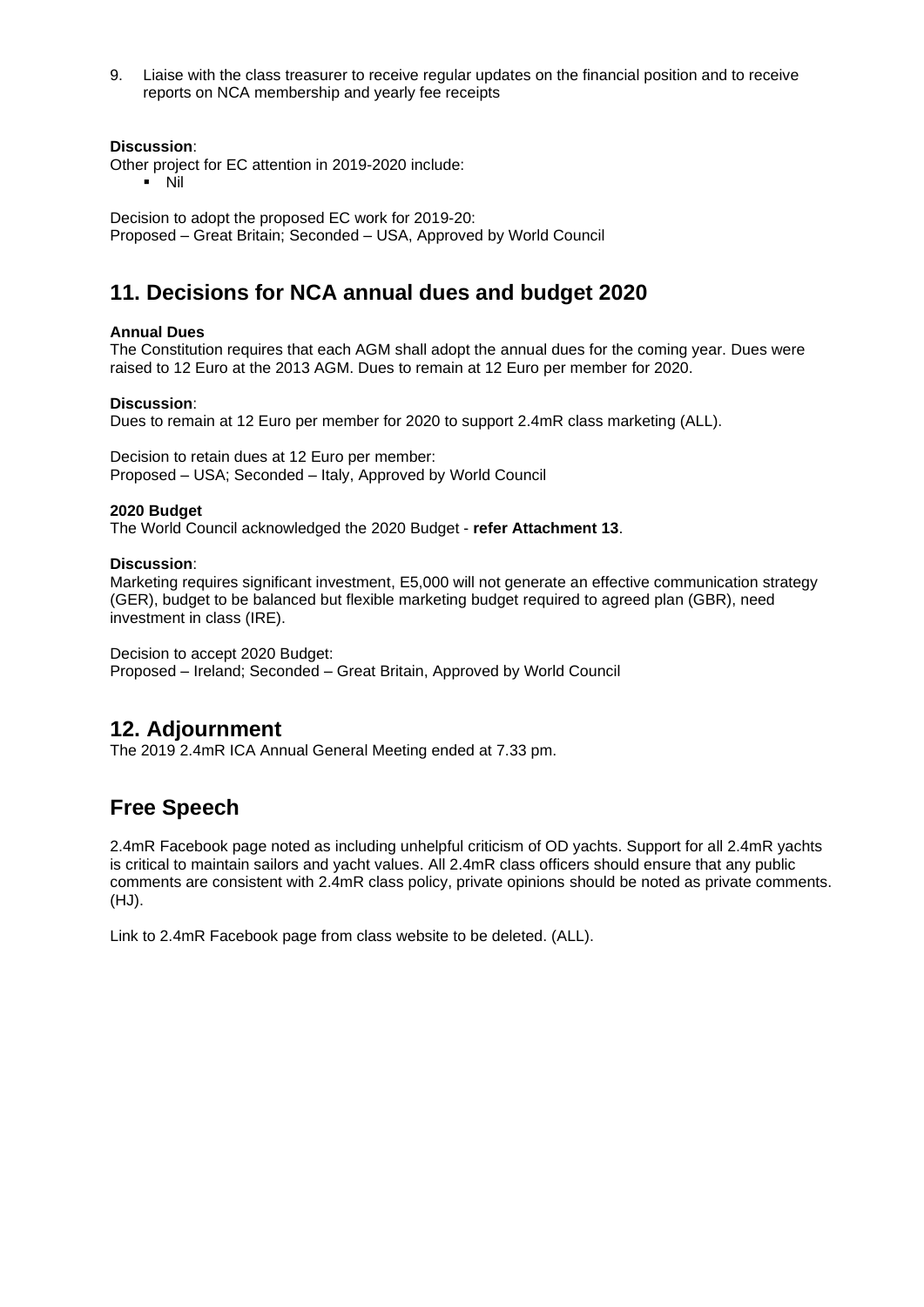9. Liaise with the class treasurer to receive regular updates on the financial position and to receive reports on NCA membership and yearly fee receipts

**Discussion**:
Other project for EC attention in 2019-2020 include:

- Nil

Decision to adopt the proposed EC work for 2019-20:
Proposed – Great Britain; Seconded – USA, Approved by World Council

## 11. Decisions for NCA annual dues and budget 2020

**Annual Dues**
The Constitution requires that each AGM shall adopt the annual dues for the coming year. Dues were raised to 12 Euro at the 2013 AGM. Dues to remain at 12 Euro per member for 2020.

**Discussion**:
Dues to remain at 12 Euro per member for 2020 to support 2.4mR class marketing (ALL).

Decision to retain dues at 12 Euro per member:
Proposed – USA; Seconded – Italy, Approved by World Council

**2020 Budget**
The World Council acknowledged the 2020 Budget - **refer Attachment 13**.

**Discussion**:
Marketing requires significant investment, E5,000 will not generate an effective communication strategy (GER), budget to be balanced but flexible marketing budget required to agreed plan (GBR), need investment in class (IRE).

Decision to accept 2020 Budget:
Proposed – Ireland; Seconded – Great Britain, Approved by World Council

## 12. Adjournment

The 2019 2.4mR ICA Annual General Meeting ended at 7.33 pm.

## Free Speech

2.4mR Facebook page noted as including unhelpful criticism of OD yachts. Support for all 2.4mR yachts is critical to maintain sailors and yacht values. All 2.4mR class officers should ensure that any public comments are consistent with 2.4mR class policy, private opinions should be noted as private comments. (HJ).

Link to 2.4mR Facebook page from class website to be deleted. (ALL).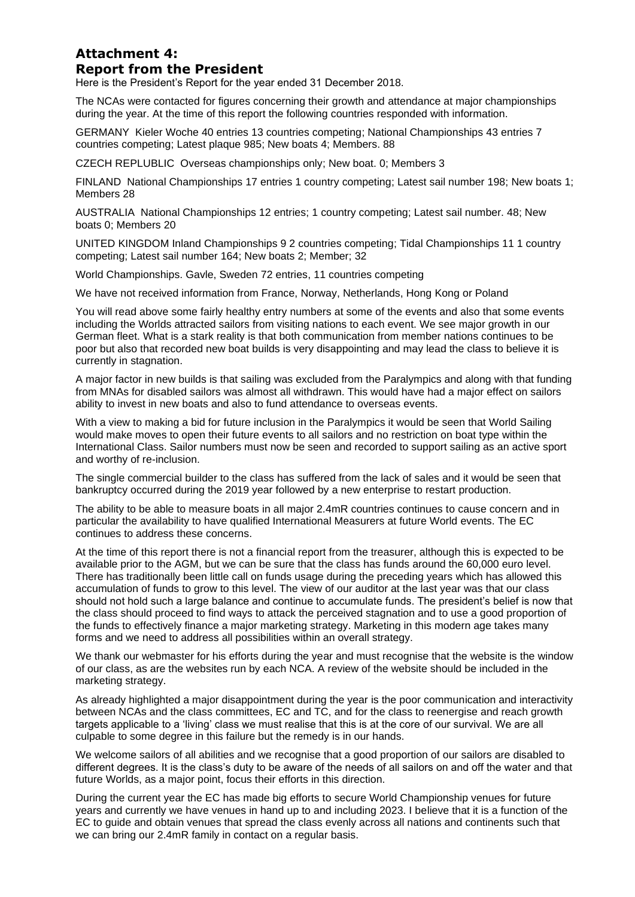# Attachment 4:
# Report from the President

Here is the President's Report for the year ended 31 December 2018.

The NCAs were contacted for figures concerning their growth and attendance at major championships during the year. At the time of this report the following countries responded with information.

GERMANY Kieler Woche 40 entries 13 countries competing; National Championships 43 entries 7 countries competing; Latest plaque 985; New boats 4; Members. 88

CZECH REPLUBLIC Overseas championships only; New boat. 0; Members 3

FINLAND National Championships 17 entries 1 country competing; Latest sail number 198; New boats 1; Members 28

AUSTRALIA National Championships 12 entries; 1 country competing; Latest sail number. 48; New boats 0; Members 20

UNITED KINGDOM Inland Championships 9 2 countries competing; Tidal Championships 11 1 country competing; Latest sail number 164; New boats 2; Member; 32

World Championships. Gavle, Sweden 72 entries, 11 countries competing

We have not received information from France, Norway, Netherlands, Hong Kong or Poland

You will read above some fairly healthy entry numbers at some of the events and also that some events including the Worlds attracted sailors from visiting nations to each event. We see major growth in our German fleet. What is a stark reality is that both communication from member nations continues to be poor but also that recorded new boat builds is very disappointing and may lead the class to believe it is currently in stagnation.

A major factor in new builds is that sailing was excluded from the Paralympics and along with that funding from MNAs for disabled sailors was almost all withdrawn. This would have had a major effect on sailors ability to invest in new boats and also to fund attendance to overseas events.

With a view to making a bid for future inclusion in the Paralympics it would be seen that World Sailing would make moves to open their future events to all sailors and no restriction on boat type within the International Class. Sailor numbers must now be seen and recorded to support sailing as an active sport and worthy of re-inclusion.

The single commercial builder to the class has suffered from the lack of sales and it would be seen that bankruptcy occurred during the 2019 year followed by a new enterprise to restart production.

The ability to be able to measure boats in all major 2.4mR countries continues to cause concern and in particular the availability to have qualified International Measurers at future World events. The EC continues to address these concerns.

At the time of this report there is not a financial report from the treasurer, although this is expected to be available prior to the AGM, but we can be sure that the class has funds around the 60,000 euro level. There has traditionally been little call on funds usage during the preceding years which has allowed this accumulation of funds to grow to this level. The view of our auditor at the last year was that our class should not hold such a large balance and continue to accumulate funds. The president's belief is now that the class should proceed to find ways to attack the perceived stagnation and to use a good proportion of the funds to effectively finance a major marketing strategy. Marketing in this modern age takes many forms and we need to address all possibilities within an overall strategy.

We thank our webmaster for his efforts during the year and must recognise that the website is the window of our class, as are the websites run by each NCA. A review of the website should be included in the marketing strategy.

As already highlighted a major disappointment during the year is the poor communication and interactivity between NCAs and the class committees, EC and TC, and for the class to reenergise and reach growth targets applicable to a 'living' class we must realise that this is at the core of our survival. We are all culpable to some degree in this failure but the remedy is in our hands.

We welcome sailors of all abilities and we recognise that a good proportion of our sailors are disabled to different degrees. It is the class's duty to be aware of the needs of all sailors on and off the water and that future Worlds, as a major point, focus their efforts in this direction.

During the current year the EC has made big efforts to secure World Championship venues for future years and currently we have venues in hand up to and including 2023. I believe that it is a function of the EC to guide and obtain venues that spread the class evenly across all nations and continents such that we can bring our 2.4mR family in contact on a regular basis.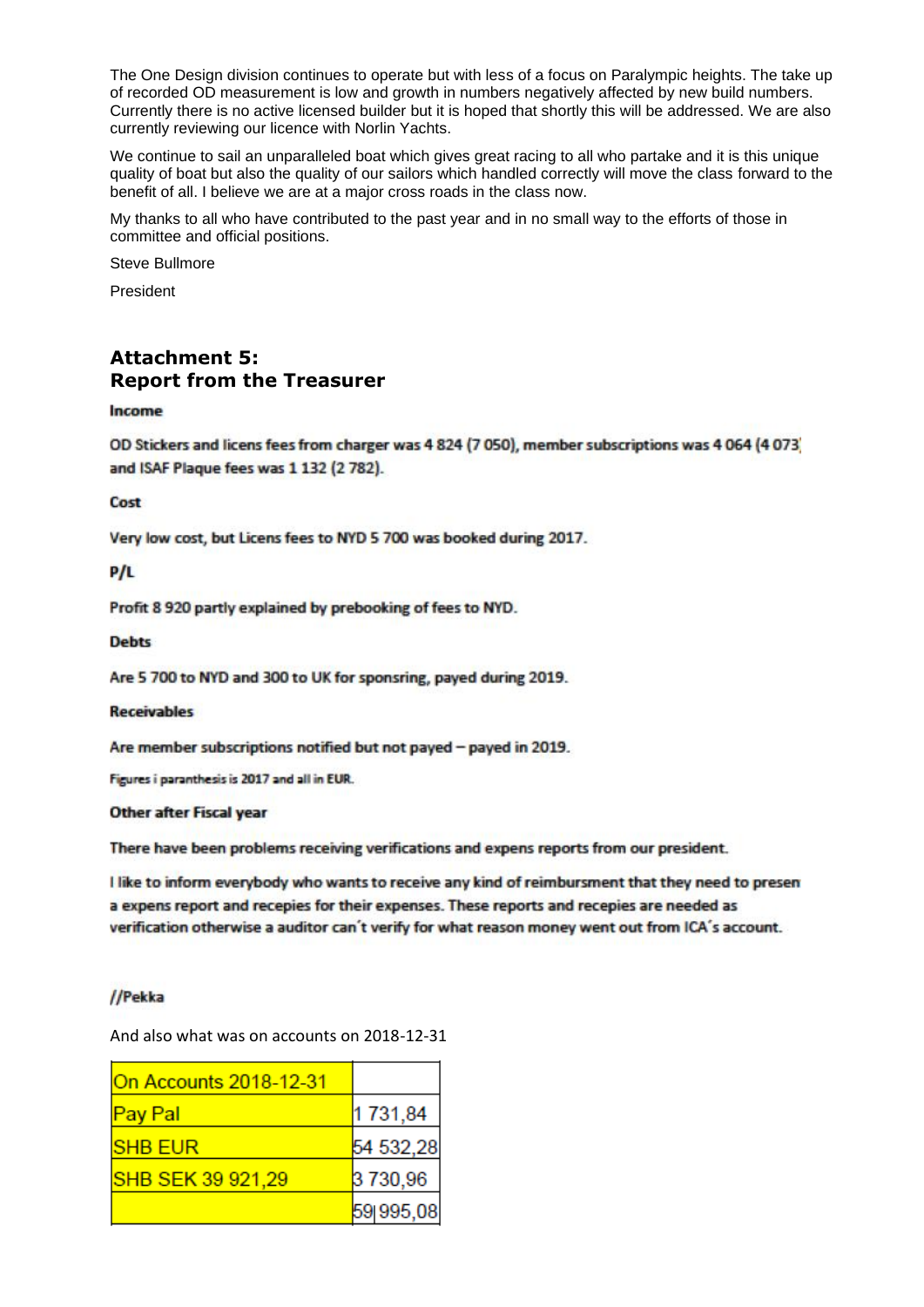The One Design division continues to operate but with less of a focus on Paralympic heights. The take up of recorded OD measurement is low and growth in numbers negatively affected by new build numbers. Currently there is no active licensed builder but it is hoped that shortly this will be addressed. We are also currently reviewing our licence with Norlin Yachts.

We continue to sail an unparalleled boat which gives great racing to all who partake and it is this unique quality of boat but also the quality of our sailors which handled correctly will move the class forward to the benefit of all. I believe we are at a major cross roads in the class now.

My thanks to all who have contributed to the past year and in no small way to the efforts of those in committee and official positions.

Steve Bullmore

President

## Attachment 5:
## Report from the Treasurer

**Income**

OD Stickers and licens fees from charger was 4 824 (7 050), member subscriptions was 4 064 (4 073) and ISAF Plaque fees was 1 132 (2 782).

**Cost**

Very low cost, but Licens fees to NYD 5 700 was booked during 2017.

**P/L**

Profit 8 920 partly explained by prebooking of fees to NYD.

**Debts**

Are 5 700 to NYD and 300 to UK for sponsring, payed during 2019.

**Receivables**

Are member subscriptions notified but not payed – payed in 2019.

Figures i paranthesis is 2017 and all in EUR.

**Other after Fiscal year**

There have been problems receiving verifications and expens reports from our president.

I like to inform everybody who wants to receive any kind of reimbursment that they need to presen a expens report and recepies for their expenses. These reports and recepies are needed as verification otherwise a auditor can´t verify for what reason money went out from ICA´s account.

//Pekka

And also what was on accounts on 2018-12-31

| On Accounts 2018-12-31 | |
|---|---|
| Pay Pal | 1 731,84 |
| SHB EUR | 54 532,28 |
| SHB SEK 39 921,29 | 3 730,96 |
| | 59 995,08 |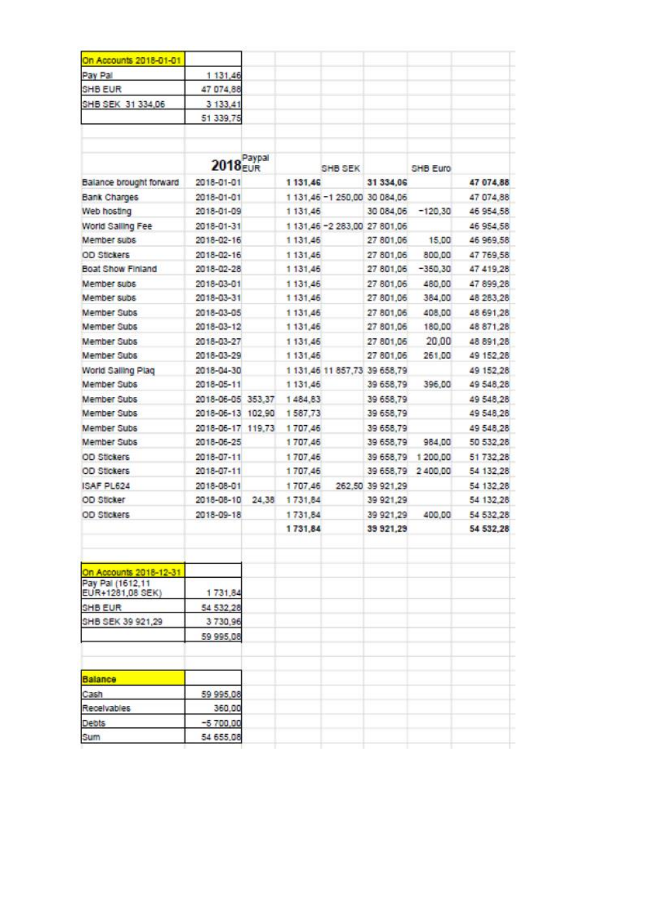| On Accounts 2018-01-01 | |
|---|---|
| Pay Pal | 1 131,46 |
| SHB EUR | 47 074,88 |
| SHB SEK 31 334,06 | 3 133,41 |
| | 51 339,75 |

| | 2018 | Paypal EUR | | | SHB SEK | SHB Euro | |
|---|---|---|---|---|---|---|---|
| Balance brought forward | 2018-01-01 | | 1 131,46 | | 31 334,06 | | 47 074,88 |
| Bank Charges | 2018-01-01 | | 1 131,46 | −1 250,00 | 30 084,06 | | 47 074,88 |
| Web hosting | 2018-01-09 | | 1 131,46 | | 30 084,06 | −120,30 | 46 954,58 |
| World Sailing Fee | 2018-01-31 | | 1 131,46 | −2 283,00 | 27 801,06 | | 46 954,58 |
| Member subs | 2018-02-16 | | 1 131,46 | | 27 801,06 | 15,00 | 46 969,58 |
| OD Stickers | 2018-02-16 | | 1 131,46 | | 27 801,06 | 800,00 | 47 769,58 |
| Boat Show Finland | 2018-02-28 | | 1 131,46 | | 27 801,06 | −350,30 | 47 419,28 |
| Member subs | 2018-03-01 | | 1 131,46 | | 27 801,06 | 480,00 | 47 899,28 |
| Member subs | 2018-03-31 | | 1 131,46 | | 27 801,06 | 384,00 | 48 283,28 |
| Member Subs | 2018-03-05 | | 1 131,46 | | 27 801,06 | 408,00 | 48 691,28 |
| Member Subs | 2018-03-12 | | 1 131,46 | | 27 801,06 | 180,00 | 48 871,28 |
| Member Subs | 2018-03-27 | | 1 131,46 | | 27 801,06 | 20,00 | 48 891,28 |
| Member Subs | 2018-03-29 | | 1 131,46 | | 27 801,06 | 261,00 | 49 152,28 |
| World Sailing Plaq | 2018-04-30 | | 1 131,46 | 11 857,73 | 39 658,79 | | 49 152,28 |
| Member Subs | 2018-05-11 | | 1 131,46 | | 39 658,79 | 396,00 | 49 548,28 |
| Member Subs | 2018-06-05 | 353,37 | 1 484,83 | | 39 658,79 | | 49 548,28 |
| Member Subs | 2018-06-13 | 102,90 | 1 587,73 | | 39 658,79 | | 49 548,28 |
| Member Subs | 2018-06-17 | 119,73 | 1 707,46 | | 39 658,79 | | 49 548,28 |
| Member Subs | 2018-06-25 | | 1 707,46 | | 39 658,79 | 984,00 | 50 532,28 |
| OD Stickers | 2018-07-11 | | 1 707,46 | | 39 658,79 | 1 200,00 | 51 732,28 |
| OD Stickers | 2018-07-11 | | 1 707,46 | | 39 658,79 | 2 400,00 | 54 132,28 |
| ISAF PL624 | 2018-08-01 | | 1 707,46 | 262,50 | 39 921,29 | | 54 132,28 |
| OD Sticker | 2018-08-10 | 24,38 | 1 731,84 | | 39 921,29 | | 54 132,28 |
| OD Stickers | 2018-09-18 | | 1 731,84 | | 39 921,29 | 400,00 | 54 532,28 |
| | | | 1 731,84 | | 39 921,29 | | 54 532,28 |

| On Accounts 2018-12-31 | |
|---|---|
| Pay Pal (1612,11 EUR+1281,08 SEK) | 1 731,84 |
| SHB EUR | 54 532,28 |
| SHB SEK 39 921,29 | 3 730,96 |
| | 59 995,08 |

| Balance | |
|---|---|
| Cash | 59 995,08 |
| Receivables | 360,00 |
| Debts | −5 700,00 |
| Sum | 54 655,08 |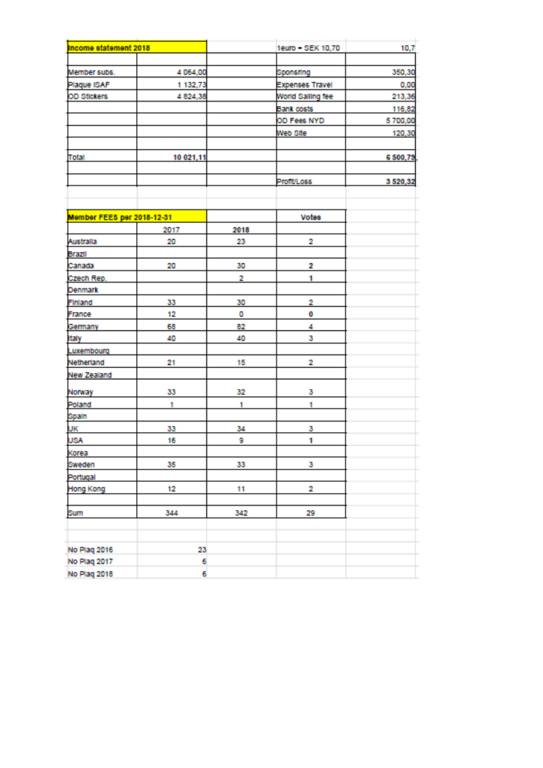| Income statement 2018 | | | 1euro = SEK 10,70 | 10,7 |
|---|---|---|---|---|
| | | | | |
| Member subs. | 4 064,00 | | Sponsring | 350,30 |
| Plaque ISAF | 1 132,73 | | Expenses Travel | 0,00 |
| OD Stickers | 4 824,38 | | World Sailing fee | 213,36 |
| | | | Bank costs | 116,82 |
| | | | OD Fees NYD | 5 700,00 |
| | | | Web Site | 120,30 |
| | | | | |
| Total | 10 021,11 | | | 6 500,79 |
| | | | | |
| | | | Profit/Loss | 3 520,32 |

| Member FEES per 2018-12-31 | | | Votes |
|---|---|---|---|
| | 2017 | 2018 | |
| Australia | 20 | 23 | 2 |
| Brazil | | | |
| Canada | 20 | 30 | 2 |
| Czech Rep. | | 2 | 1 |
| Denmark | | | |
| Finland | 33 | 30 | 2 |
| France | 12 | 0 | 0 |
| Germany | 68 | 82 | 4 |
| Italy | 40 | 40 | 3 |
| Luxembourg | | | |
| Netherland | 21 | 15 | 2 |
| New Zealand | | | |
| Norway | 33 | 32 | 3 |
| Poland | 1 | 1 | 1 |
| Spain | | | |
| UK | 33 | 34 | 3 |
| USA | 16 | 9 | 1 |
| Korea | | | |
| Sweden | 35 | 33 | 3 |
| Portugal | | | |
| Hong Kong | 12 | 11 | 2 |
| | | | |
| Sum | 344 | 342 | 29 |

| | |
|---|---|
| No Plaq 2016 | 23 |
| No Plaq 2017 | 6 |
| No Plaq 2018 | 6 |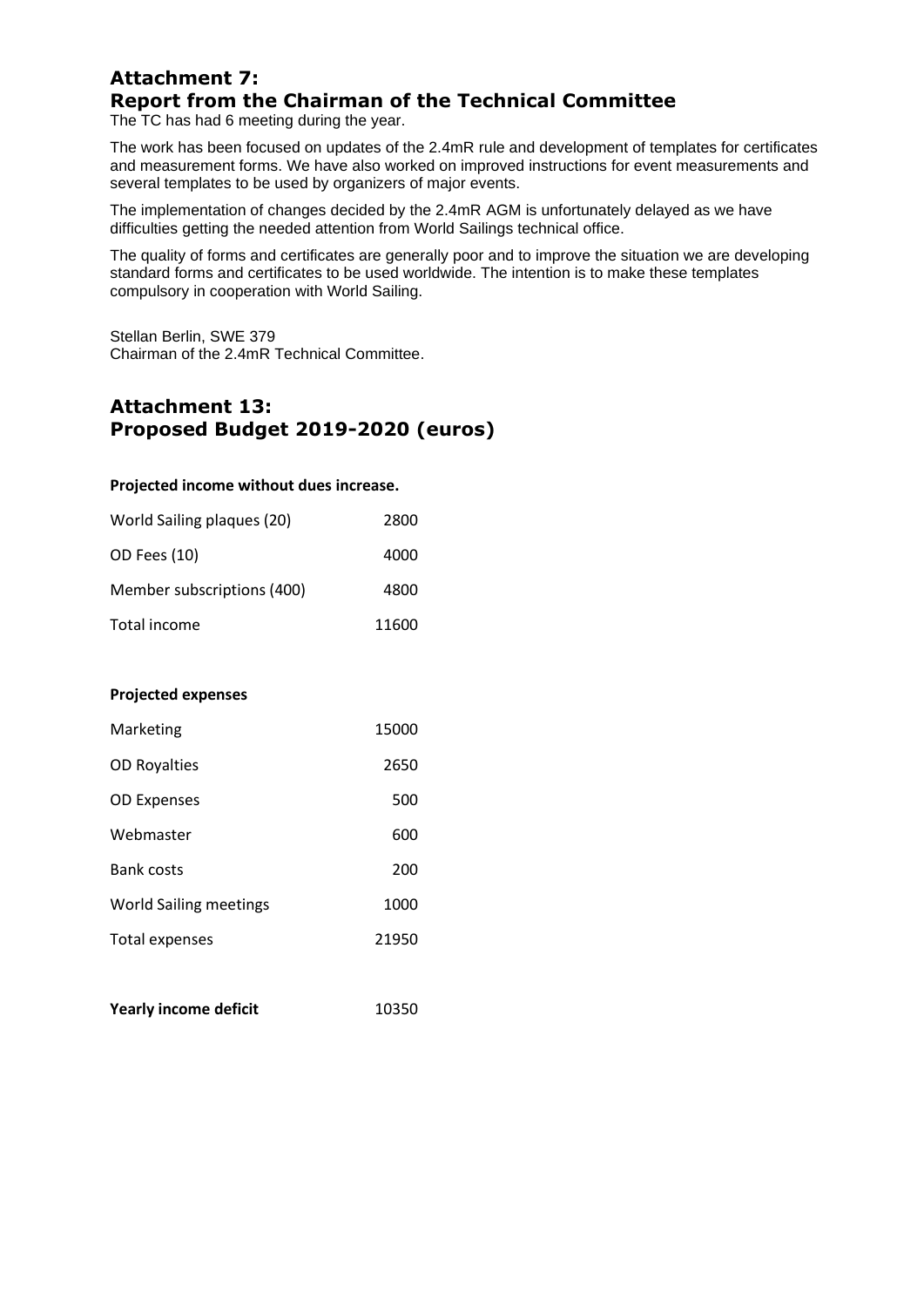## Attachment 7:
## Report from the Chairman of the Technical Committee

The TC has had 6 meeting during the year.

The work has been focused on updates of the 2.4mR rule and development of templates for certificates and measurement forms. We have also worked on improved instructions for event measurements and several templates to be used by organizers of major events.

The implementation of changes decided by the 2.4mR AGM is unfortunately delayed as we have difficulties getting the needed attention from World Sailings technical office.

The quality of forms and certificates are generally poor and to improve the situation we are developing standard forms and certificates to be used worldwide. The intention is to make these templates compulsory in cooperation with World Sailing.

Stellan Berlin, SWE 379
Chairman of the 2.4mR Technical Committee.

## Attachment 13:
## Proposed Budget 2019-2020 (euros)

**Projected income without dues increase.**

| | |
|---|---|
| World Sailing plaques (20) | 2800 |
| OD Fees (10) | 4000 |
| Member subscriptions (400) | 4800 |
| Total income | 11600 |

**Projected expenses**

| | |
|---|---|
| Marketing | 15000 |
| OD Royalties | 2650 |
| OD Expenses | 500 |
| Webmaster | 600 |
| Bank costs | 200 |
| World Sailing meetings | 1000 |
| Total expenses | 21950 |

**Yearly income deficit** 10350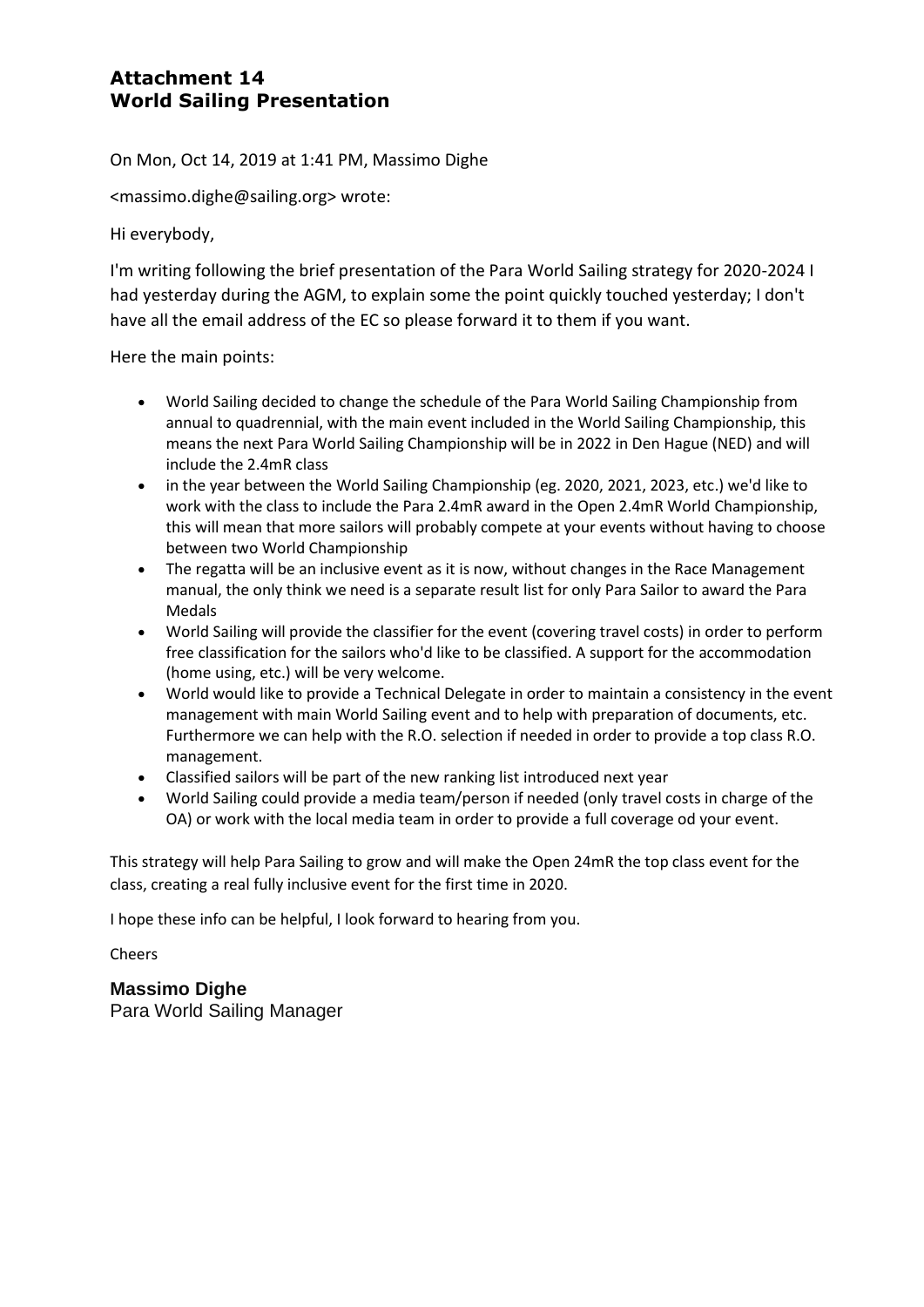# Attachment 14
# World Sailing Presentation

On Mon, Oct 14, 2019 at 1:41 PM, Massimo Dighe

<massimo.dighe@sailing.org> wrote:

Hi everybody,

I'm writing following the brief presentation of the Para World Sailing strategy for 2020-2024 I had yesterday during the AGM, to explain some the point quickly touched yesterday; I don't have all the email address of the EC so please forward it to them if you want.

Here the main points:

- World Sailing decided to change the schedule of the Para World Sailing Championship from annual to quadrennial, with the main event included in the World Sailing Championship, this means the next Para World Sailing Championship will be in 2022 in Den Hague (NED) and will include the 2.4mR class
- in the year between the World Sailing Championship (eg. 2020, 2021, 2023, etc.) we'd like to work with the class to include the Para 2.4mR award in the Open 2.4mR World Championship, this will mean that more sailors will probably compete at your events without having to choose between two World Championship
- The regatta will be an inclusive event as it is now, without changes in the Race Management manual, the only think we need is a separate result list for only Para Sailor to award the Para Medals
- World Sailing will provide the classifier for the event (covering travel costs) in order to perform free classification for the sailors who'd like to be classified. A support for the accommodation (home using, etc.) will be very welcome.
- World would like to provide a Technical Delegate in order to maintain a consistency in the event management with main World Sailing event and to help with preparation of documents, etc. Furthermore we can help with the R.O. selection if needed in order to provide a top class R.O. management.
- Classified sailors will be part of the new ranking list introduced next year
- World Sailing could provide a media team/person if needed (only travel costs in charge of the OA) or work with the local media team in order to provide a full coverage od your event.

This strategy will help Para Sailing to grow and will make the Open 24mR the top class event for the class, creating a real fully inclusive event for the first time in 2020.

I hope these info can be helpful, I look forward to hearing from you.

Cheers

**Massimo Dighe**
Para World Sailing Manager